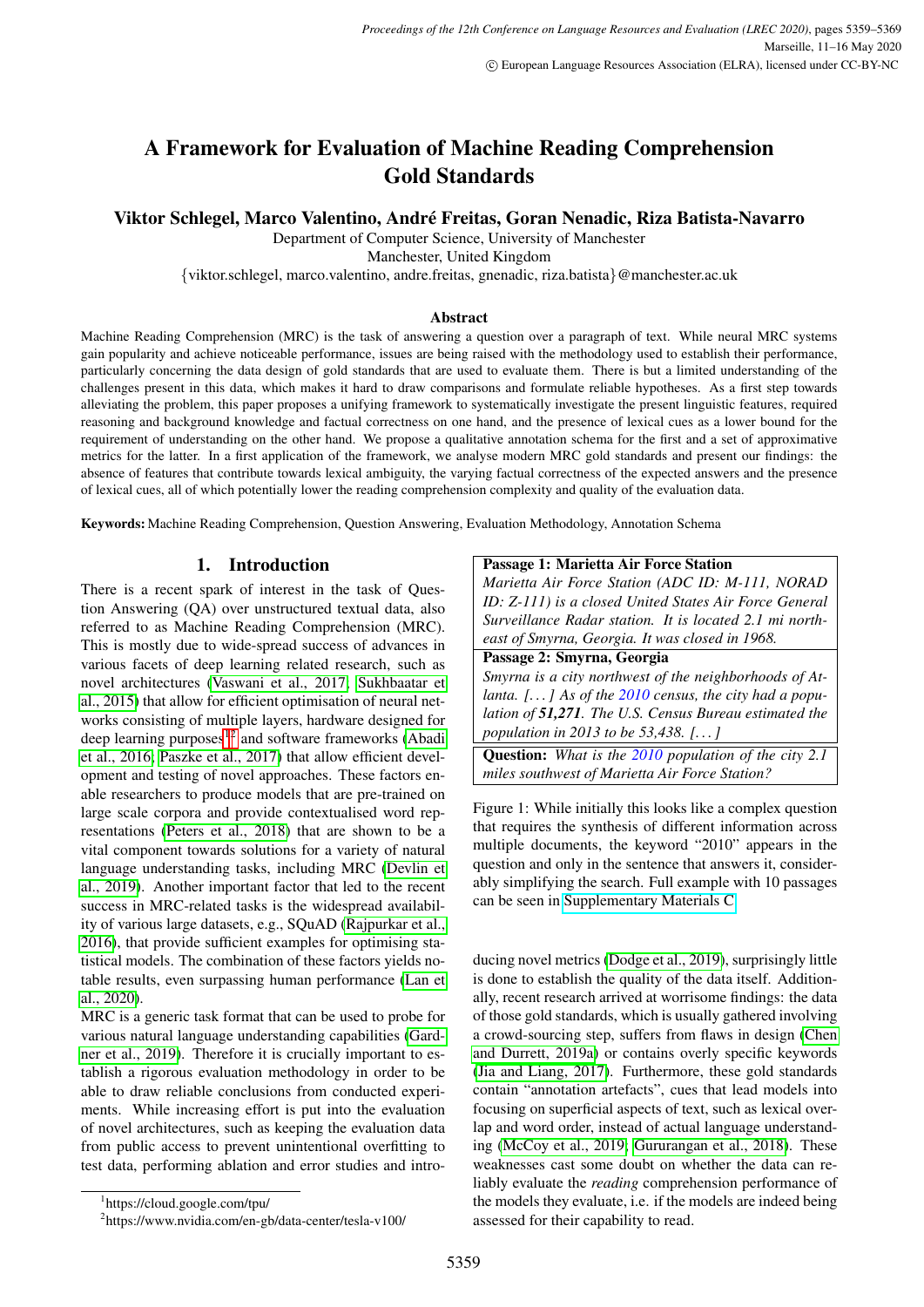# A Framework for Evaluation of Machine Reading Comprehension Gold Standards

**Viktor Schlegel, Marco Valentino, André Freitas, Goran Nenadic, Riza Batista-Navarro**

Department of Computer Science, University of Manchester
Manchester, United Kingdom
{viktor.schlegel, marco.valentino, andre.freitas, gnenadic, riza.batista}@manchester.ac.uk

### Abstract

Machine Reading Comprehension (MRC) is the task of answering a question over a paragraph of text. While neural MRC systems gain popularity and achieve noticeable performance, issues are being raised with the methodology used to establish their performance, particularly concerning the data design of gold standards that are used to evaluate them. There is but a limited understanding of the challenges present in this data, which makes it hard to draw comparisons and formulate reliable hypotheses. As a first step towards alleviating the problem, this paper proposes a unifying framework to systematically investigate the present linguistic features, required reasoning and background knowledge and factual correctness on one hand, and the presence of lexical cues as a lower bound for the requirement of understanding on the other hand. We propose a qualitative annotation schema for the first and a set of approximative metrics for the latter. In a first application of the framework, we analyse modern MRC gold standards and present our findings: the absence of features that contribute towards lexical ambiguity, the varying factual correctness of the expected answers and the presence of lexical cues, all of which potentially lower the reading comprehension complexity and quality of the evaluation data.

**Keywords:** Machine Reading Comprehension, Question Answering, Evaluation Methodology, Annotation Schema

## 1. Introduction

There is a recent spark of interest in the task of Question Answering (QA) over unstructured textual data, also referred to as Machine Reading Comprehension (MRC). This is mostly due to wide-spread success of advances in various facets of deep learning related research, such as novel architectures (Vaswani et al., 2017; Sukhbaatar et al., 2015) that allow for efficient optimisation of neural networks consisting of multiple layers, hardware designed for deep learning purposes[1,2] and software frameworks (Abadi et al., 2016; Paszke et al., 2017) that allow efficient development and testing of novel approaches. These factors enable researchers to produce models that are pre-trained on large scale corpora and provide contextualised word representations (Peters et al., 2018) that are shown to be a vital component towards solutions for a variety of natural language understanding tasks, including MRC (Devlin et al., 2019). Another important factor that led to the recent success in MRC-related tasks is the widespread availability of various large datasets, e.g., SQuAD (Rajpurkar et al., 2016), that provide sufficient examples for optimising statistical models. The combination of these factors yields notable results, even surpassing human performance (Lan et al., 2020).

MRC is a generic task format that can be used to probe for various natural language understanding capabilities (Gardner et al., 2019). Therefore it is crucially important to establish a rigorous evaluation methodology in order to be able to draw reliable conclusions from conducted experiments. While increasing effort is put into the evaluation of novel architectures, such as keeping the evaluation data from public access to prevent unintentional overfitting to test data, performing ablation and error studies and introducing novel metrics (Dodge et al., 2019), surprisingly little is done to establish the quality of the data itself. Additionally, recent research arrived at worrisome findings: the data of those gold standards, which is usually gathered involving a crowd-sourcing step, suffers from flaws in design (Chen and Durrett, 2019a) or contains overly specific keywords (Jia and Liang, 2017). Furthermore, these gold standards contain "annotation artefacts", cues that lead models into focusing on superficial aspects of text, such as lexical overlap and word order, instead of actual language understanding (McCoy et al., 2019; Gururangan et al., 2018). These weaknesses cast some doubt on whether the data can reliably evaluate the *reading* comprehension performance of the models they evaluate, i.e. if the models are indeed being assessed for their capability to read.

> **Passage 1: Marietta Air Force Station**
> *Marietta Air Force Station (ADC ID: M-111, NORAD ID: Z-111) is a closed United States Air Force General Surveillance Radar station. It is located 2.1 mi northeast of Smyrna, Georgia. It was closed in 1968.*
>
> **Passage 2: Smyrna, Georgia**
> *Smyrna is a city northwest of the neighborhoods of Atlanta. [. . . ] As of the 2010 census, the city had a population of **51,271**. The U.S. Census Bureau estimated the population in 2013 to be 53,438. [. . . ]*
>
> **Question:** *What is the 2010 population of the city 2.1 miles southwest of Marietta Air Force Station?*

Figure 1: While initially this looks like a complex question that requires the synthesis of different information across multiple documents, the keyword "2010" appears in the question and only in the sentence that answers it, considerably simplifying the search. Full example with 10 passages can be seen in Supplementary Materials C.

---

[1] https://cloud.google.com/tpu/

[2] https://www.nvidia.com/en-gb/data-center/tesla-v100/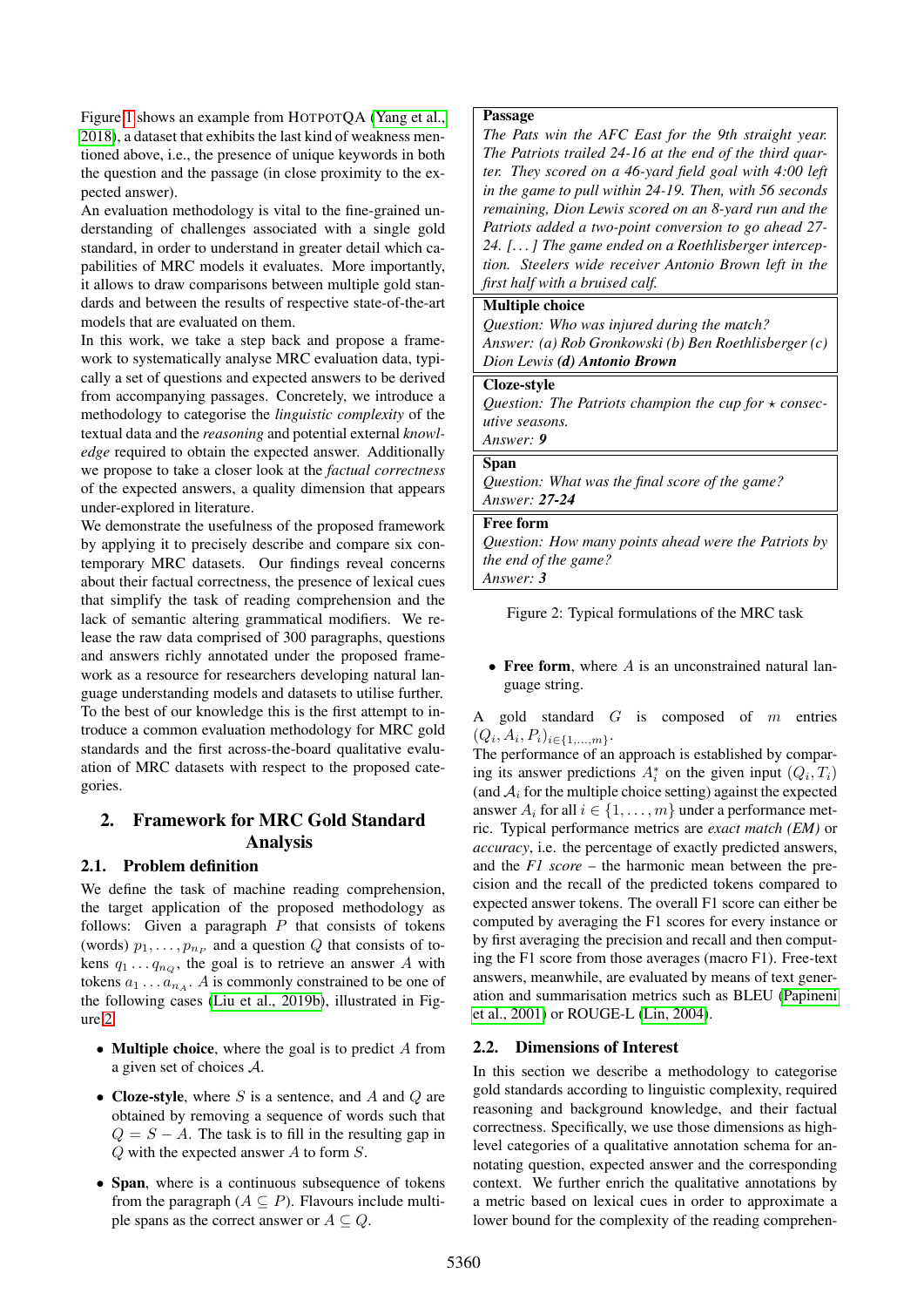Figure 1 shows an example from HotpotQA (Yang et al., 2018), a dataset that exhibits the last kind of weakness mentioned above, i.e., the presence of unique keywords in both the question and the passage (in close proximity to the expected answer).

An evaluation methodology is vital to the fine-grained understanding of challenges associated with a single gold standard, in order to understand in greater detail which capabilities of MRC models it evaluates. More importantly, it allows to draw comparisons between multiple gold standards and between the results of respective state-of-the-art models that are evaluated on them.

In this work, we take a step back and propose a framework to systematically analyse MRC evaluation data, typically a set of questions and expected answers to be derived from accompanying passages. Concretely, we introduce a methodology to categorise the *linguistic complexity* of the textual data and the *reasoning* and potential external *knowledge* required to obtain the expected answer. Additionally we propose to take a closer look at the *factual correctness* of the expected answers, a quality dimension that appears under-explored in literature.

We demonstrate the usefulness of the proposed framework by applying it to precisely describe and compare six contemporary MRC datasets. Our findings reveal concerns about their factual correctness, the presence of lexical cues that simplify the task of reading comprehension and the lack of semantic altering grammatical modifiers. We release the raw data comprised of 300 paragraphs, questions and answers richly annotated under the proposed framework as a resource for researchers developing natural language understanding models and datasets to utilise further.

To the best of our knowledge this is the first attempt to introduce a common evaluation methodology for MRC gold standards and the first across-the-board qualitative evaluation of MRC datasets with respect to the proposed categories.

## 2. Framework for MRC Gold Standard Analysis

### 2.1. Problem definition

We define the task of machine reading comprehension, the target application of the proposed methodology as follows: Given a paragraph $P$ that consists of tokens (words) $p_1, \ldots, p_{n_P}$ and a question $Q$ that consists of tokens $q_1 \ldots q_{n_Q}$, the goal is to retrieve an answer $A$ with tokens $a_1 \ldots a_{n_A}$. $A$ is commonly constrained to be one of the following cases (Liu et al., 2019b), illustrated in Figure 2:

- **Multiple choice**, where the goal is to predict $A$ from a given set of choices $\mathcal{A}$.
- **Cloze-style**, where $S$ is a sentence, and $A$ and $Q$ are obtained by removing a sequence of words such that $Q = S - A$. The task is to fill in the resulting gap in $Q$ with the expected answer $A$ to form $S$.
- **Span**, where is a continuous subsequence of tokens from the paragraph ($A \subseteq P$). Flavours include multiple spans as the correct answer or $A \subseteq Q$.
- **Free form**, where $A$ is an unconstrained natural language string.

**Passage**
*The Pats win the AFC East for the 9th straight year. The Patriots trailed 24-16 at the end of the third quarter. They scored on a 46-yard field goal with 4:00 left in the game to pull within 24-19. Then, with 56 seconds remaining, Dion Lewis scored on an 8-yard run and the Patriots added a two-point conversion to go ahead 27-24. [...] The game ended on a Roethlisberger interception. Steelers wide receiver Antonio Brown left in the first half with a bruised calf.*

**Multiple choice**
*Question: Who was injured during the match?*
*Answer: (a) Rob Gronkowski (b) Ben Roethlisberger (c) Dion Lewis* ***(d) Antonio Brown***

**Cloze-style**
*Question: The Patriots champion the cup for $\star$ consecutive seasons.*
*Answer:* ***9***

**Span**
*Question: What was the final score of the game?*
*Answer:* ***27-24***

**Free form**
*Question: How many points ahead were the Patriots by the end of the game?*
*Answer:* ***3***

Figure 2: Typical formulations of the MRC task

A gold standard $G$ is composed of $m$ entries $(Q_i, A_i, P_i)_{i \in \{1,\ldots,m\}}$.

The performance of an approach is established by comparing its answer predictions $A_i^*$ on the given input $(Q_i, T_i)$ (and $\mathcal{A}_i$ for the multiple choice setting) against the expected answer $A_i$ for all $i \in \{1, \ldots, m\}$ under a performance metric. Typical performance metrics are *exact match (EM)* or *accuracy*, i.e. the percentage of exactly predicted answers, and the *F1 score* – the harmonic mean between the precision and the recall of the predicted tokens compared to expected answer tokens. The overall F1 score can either be computed by averaging the F1 scores for every instance or by first averaging the precision and recall and then computing the F1 score from those averages (macro F1). Free-text answers, meanwhile, are evaluated by means of text generation and summarisation metrics such as BLEU (Papineni et al., 2001) or ROUGE-L (Lin, 2004).

### 2.2. Dimensions of Interest

In this section we describe a methodology to categorise gold standards according to linguistic complexity, required reasoning and background knowledge, and their factual correctness. Specifically, we use those dimensions as high-level categories of a qualitative annotation schema for annotating question, expected answer and the corresponding context. We further enrich the qualitative annotations by a metric based on lexical cues in order to approximate a lower bound for the complexity of the reading comprehen-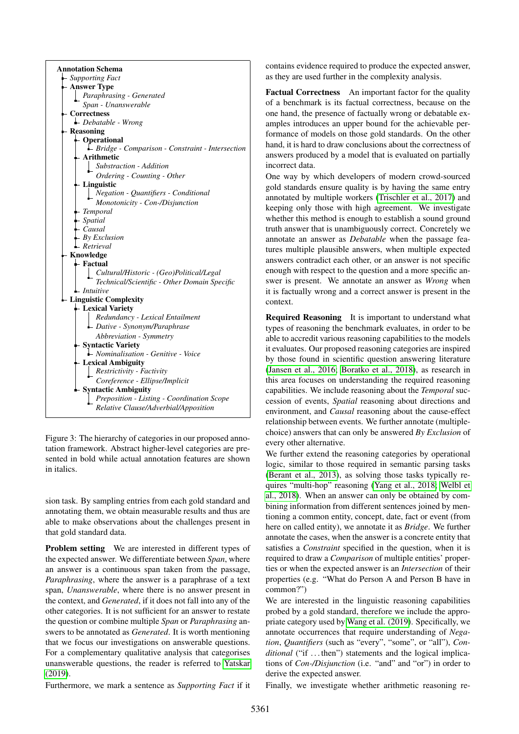**Annotation Schema**
- *Supporting Fact*
- **Answer Type**
  - *Paraphrasing - Generated*
  - *Span - Unanswerable*
- **Correctness**
  - *Debatable - Wrong*
- **Reasoning**
  - **Operational**
    - *Bridge - Comparison - Constraint - Intersection*
  - **Arithmetic**
    - *Substraction - Addition*
    - *Ordering - Counting - Other*
  - **Linguistic**
    - *Negation - Quantifiers - Conditional*
    - *Monotonicity - Con-/Disjunction*
  - *Temporal*
  - *Spatial*
  - *Causal*
  - *By Exclusion*
  - *Retrieval*
- **Knowledge**
  - **Factual**
    - *Cultural/Historic - (Geo)Political/Legal*
    - *Technical/Scientific - Other Domain Specific*
  - *Intuitive*
- **Linguistic Complexity**
  - **Lexical Variety**
    - *Redundancy - Lexical Entailment*
    - *Dative - Synonym/Paraphrase*
    - *Abbreviation - Symmetry*
  - **Syntactic Variety**
    - *Nominalisation - Genitive - Voice*
  - **Lexical Ambiguity**
    - *Restrictivity - Factivity*
    - *Coreference - Ellipse/Implicit*
  - **Syntactic Ambiguity**
    - *Preposition - Listing - Coordination Scope*
    - *Relative Clause/Adverbial/Apposition*

Figure 3: The hierarchy of categories in our proposed annotation framework. Abstract higher-level categories are presented in bold while actual annotation features are shown in italics.

sion task. By sampling entries from each gold standard and annotating them, we obtain measurable results and thus are able to make observations about the challenges present in that gold standard data.

**Problem setting** We are interested in different types of the expected answer. We differentiate between *Span*, where an answer is a continuous span taken from the passage, *Paraphrasing*, where the answer is a paraphrase of a text span, *Unanswerable*, where there is no answer present in the context, and *Generated*, if it does not fall into any of the other categories. It is not sufficient for an answer to restate the question or combine multiple *Span* or *Paraphrasing* answers to be annotated as *Generated*. It is worth mentioning that we focus our investigations on answerable questions. For a complementary qualitative analysis that categorises unanswerable questions, the reader is referred to Yatskar (2019).

Furthermore, we mark a sentence as *Supporting Fact* if it contains evidence required to produce the expected answer, as they are used further in the complexity analysis.

**Factual Correctness** An important factor for the quality of a benchmark is its factual correctness, because on the one hand, the presence of factually wrong or debatable examples introduces an upper bound for the achievable performance of models on those gold standards. On the other hand, it is hard to draw conclusions about the correctness of answers produced by a model that is evaluated on partially incorrect data.

One way by which developers of modern crowd-sourced gold standards ensure quality is by having the same entry annotated by multiple workers (Trischler et al., 2017) and keeping only those with high agreement. We investigate whether this method is enough to establish a sound ground truth answer that is unambiguously correct. Concretely we annotate an answer as *Debatable* when the passage features multiple plausible answers, when multiple expected answers contradict each other, or an answer is not specific enough with respect to the question and a more specific answer is present. We annotate an answer as *Wrong* when it is factually wrong and a correct answer is present in the context.

**Required Reasoning** It is important to understand what types of reasoning the benchmark evaluates, in order to be able to accredit various reasoning capabilities to the models it evaluates. Our proposed reasoning categories are inspired by those found in scientific question answering literature (Jansen et al., 2016; Boratko et al., 2018), as research in this area focuses on understanding the required reasoning capabilities. We include reasoning about the *Temporal* succession of events, *Spatial* reasoning about directions and environment, and *Causal* reasoning about the cause-effect relationship between events. We further annotate (multiple-choice) answers that can only be answered *By Exclusion* of every other alternative.

We further extend the reasoning categories by operational logic, similar to those required in semantic parsing tasks (Berant et al., 2013), as solving those tasks typically requires "multi-hop" reasoning (Yang et al., 2018; Welbl et al., 2018). When an answer can only be obtained by combining information from different sentences joined by mentioning a common entity, concept, date, fact or event (from here on called entity), we annotate it as *Bridge*. We further annotate the cases, when the answer is a concrete entity that satisfies a *Constraint* specified in the question, when it is required to draw a *Comparison* of multiple entities' properties or when the expected answer is an *Intersection* of their properties (e.g. "What do Person A and Person B have in common?")

We are interested in the linguistic reasoning capabilities probed by a gold standard, therefore we include the appropriate category used by Wang et al. (2019). Specifically, we annotate occurrences that require understanding of *Negation*, *Quantifiers* (such as "every", "some", or "all"), *Conditional* ("if ... then") statements and the logical implications of *Con-/Disjunction* (i.e. "and" and "or") in order to derive the expected answer.

Finally, we investigate whether arithmetic reasoning re-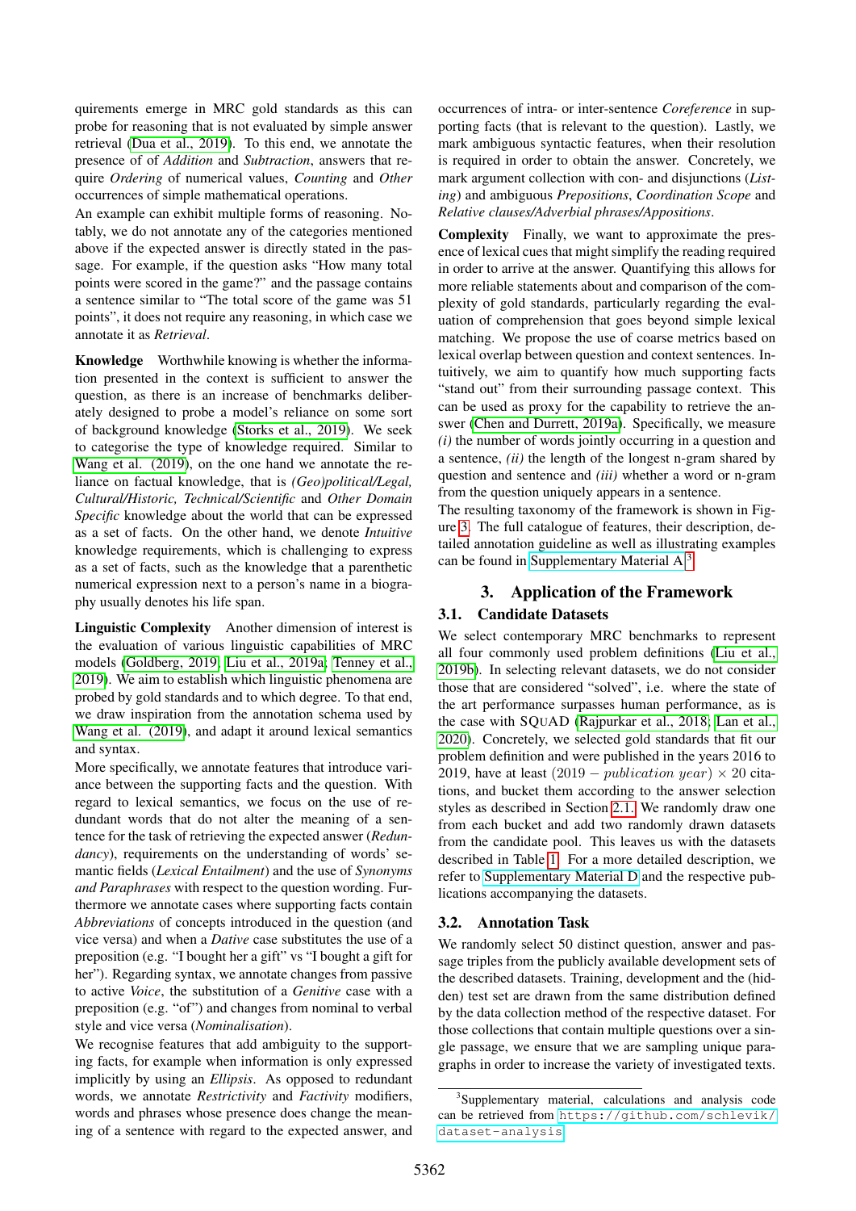quirements emerge in MRC gold standards as this can probe for reasoning that is not evaluated by simple answer retrieval (Dua et al., 2019). To this end, we annotate the presence of of *Addition* and *Subtraction*, answers that require *Ordering* of numerical values, *Counting* and *Other* occurrences of simple mathematical operations.

An example can exhibit multiple forms of reasoning. Notably, we do not annotate any of the categories mentioned above if the expected answer is directly stated in the passage. For example, if the question asks "How many total points were scored in the game?" and the passage contains a sentence similar to "The total score of the game was 51 points", it does not require any reasoning, in which case we annotate it as *Retrieval*.

**Knowledge** Worthwhile knowing is whether the information presented in the context is sufficient to answer the question, as there is an increase of benchmarks deliberately designed to probe a model's reliance on some sort of background knowledge (Storks et al., 2019). We seek to categorise the type of knowledge required. Similar to Wang et al. (2019), on the one hand we annotate the reliance on factual knowledge, that is *(Geo)political/Legal, Cultural/Historic, Technical/Scientific* and *Other Domain Specific* knowledge about the world that can be expressed as a set of facts. On the other hand, we denote *Intuitive* knowledge requirements, which is challenging to express as a set of facts, such as the knowledge that a parenthetic numerical expression next to a person's name in a biography usually denotes his life span.

**Linguistic Complexity** Another dimension of interest is the evaluation of various linguistic capabilities of MRC models (Goldberg, 2019; Liu et al., 2019a; Tenney et al., 2019). We aim to establish which linguistic phenomena are probed by gold standards and to which degree. To that end, we draw inspiration from the annotation schema used by Wang et al. (2019), and adapt it around lexical semantics and syntax.

More specifically, we annotate features that introduce variance between the supporting facts and the question. With regard to lexical semantics, we focus on the use of redundant words that do not alter the meaning of a sentence for the task of retrieving the expected answer (*Redundancy*), requirements on the understanding of words' semantic fields (*Lexical Entailment*) and the use of *Synonyms and Paraphrases* with respect to the question wording. Furthermore we annotate cases where supporting facts contain *Abbreviations* of concepts introduced in the question (and vice versa) and when a *Dative* case substitutes the use of a preposition (e.g. "I bought her a gift" vs "I bought a gift for her"). Regarding syntax, we annotate changes from passive to active *Voice*, the substitution of a *Genitive* case with a preposition (e.g. "of") and changes from nominal to verbal style and vice versa (*Nominalisation*).

We recognise features that add ambiguity to the supporting facts, for example when information is only expressed implicitly by using an *Ellipsis*. As opposed to redundant words, we annotate *Restrictivity* and *Factivity* modifiers, words and phrases whose presence does change the meaning of a sentence with regard to the expected answer, and occurrences of intra- or inter-sentence *Coreference* in supporting facts (that is relevant to the question). Lastly, we mark ambiguous syntactic features, when their resolution is required in order to obtain the answer. Concretely, we mark argument collection with con- and disjunctions (*Listing*) and ambiguous *Prepositions*, *Coordination Scope* and *Relative clauses/Adverbial phrases/Appositions*.

**Complexity** Finally, we want to approximate the presence of lexical cues that might simplify the reading required in order to arrive at the answer. Quantifying this allows for more reliable statements about and comparison of the complexity of gold standards, particularly regarding the evaluation of comprehension that goes beyond simple lexical matching. We propose the use of coarse metrics based on lexical overlap between question and context sentences. Intuitively, we aim to quantify how much supporting facts "stand out" from their surrounding passage context. This can be used as proxy for the capability to retrieve the answer (Chen and Durrett, 2019a). Specifically, we measure *(i)* the number of words jointly occurring in a question and a sentence, *(ii)* the length of the longest n-gram shared by question and sentence and *(iii)* whether a word or n-gram from the question uniquely appears in a sentence.

The resulting taxonomy of the framework is shown in Figure 3. The full catalogue of features, their description, detailed annotation guideline as well as illustrating examples can be found in Supplementary Material A.[3]

## 3. Application of the Framework

### 3.1. Candidate Datasets

We select contemporary MRC benchmarks to represent all four commonly used problem definitions (Liu et al., 2019b). In selecting relevant datasets, we do not consider those that are considered "solved", i.e. where the state of the art performance surpasses human performance, as is the case with SQuAD (Rajpurkar et al., 2018; Lan et al., 2020). Concretely, we selected gold standards that fit our problem definition and were published in the years 2016 to 2019, have at least $(2019 - publication\ year) \times 20$ citations, and bucket them according to the answer selection styles as described in Section 2.1. We randomly draw one from each bucket and add two randomly drawn datasets from the candidate pool. This leaves us with the datasets described in Table 1. For a more detailed description, we refer to Supplementary Material D and the respective publications accompanying the datasets.

### 3.2. Annotation Task

We randomly select 50 distinct question, answer and passage triples from the publicly available development sets of the described datasets. Training, development and the (hidden) test set are drawn from the same distribution defined by the data collection method of the respective dataset. For those collections that contain multiple questions over a single passage, we ensure that we are sampling unique paragraphs in order to increase the variety of investigated texts.

[3]Supplementary material, calculations and analysis code can be retrieved from https://github.com/schlevik/dataset-analysis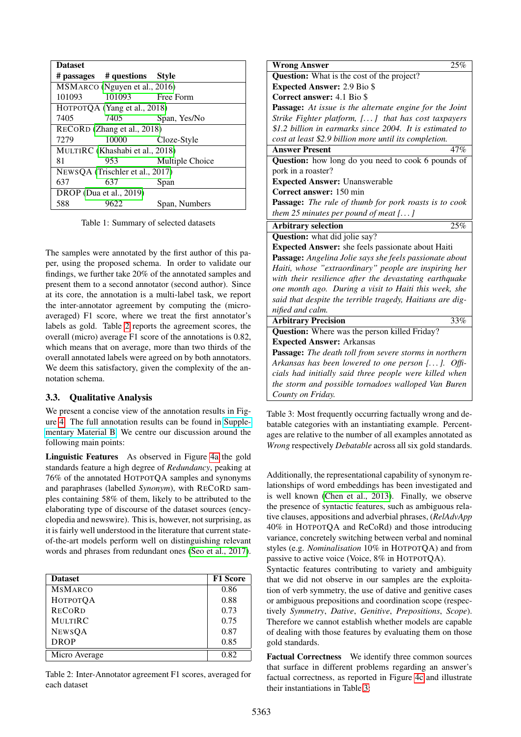| Dataset | | |
|---|---|---|
| # passages | # questions | Style |
| MSMARCO (Nguyen et al., 2016) | | |
| 101093 | 101093 | Free Form |
| HOTPOTQA (Yang et al., 2018) | | |
| 7405 | 7405 | Span, Yes/No |
| RECORD (Zhang et al., 2018) | | |
| 7279 | 10000 | Cloze-Style |
| MULTIRC (Khashabi et al., 2018) | | |
| 81 | 953 | Multiple Choice |
| NEWSQA (Trischler et al., 2017) | | |
| 637 | 637 | Span |
| DROP (Dua et al., 2019) | | |
| 588 | 9622 | Span, Numbers |

Table 1: Summary of selected datasets

The samples were annotated by the first author of this paper, using the proposed schema. In order to validate our findings, we further take 20% of the annotated samples and present them to a second annotator (second author). Since at its core, the annotation is a multi-label task, we report the inter-annotator agreement by computing the (micro-averaged) F1 score, where we treat the first annotator's labels as gold. Table 2 reports the agreement scores, the overall (micro) average F1 score of the annotations is 0.82, which means that on average, more than two thirds of the overall annotated labels were agreed on by both annotators. We deem this satisfactory, given the complexity of the annotation schema.

### 3.3. Qualitative Analysis

We present a concise view of the annotation results in Figure 4. The full annotation results can be found in Supplementary Material B. We centre our discussion around the following main points:

**Linguistic Features** As observed in Figure 4a the gold standards feature a high degree of *Redundancy*, peaking at 76% of the annotated HOTPOTQA samples and synonyms and paraphrases (labelled *Synonym*), with RECORD samples containing 58% of them, likely to be attributed to the elaborating type of discourse of the dataset sources (encyclopedia and newswire). This is, however, not surprising, as it is fairly well understood in the literature that current state-of-the-art models perform well on distinguishing relevant words and phrases from redundant ones (Seo et al., 2017).

| Dataset | F1 Score |
|---|---|
| MSMARCO | 0.86 |
| HOTPOTQA | 0.88 |
| RECORD | 0.73 |
| MULTIRC | 0.75 |
| NEWSQA | 0.87 |
| DROP | 0.85 |
| Micro Average | 0.82 |

Table 2: Inter-Annotator agreement F1 scores, averaged for each dataset

| **Wrong Answer** | 25% |
|---|---|
| **Question:** What is the cost of the project?<br>**Expected Answer:** 2.9 Bio $<br>**Correct answer:** 4.1 Bio $<br>**Passage:** *At issue is the alternate engine for the Joint Strike Fighter platform, [...] that has cost taxpayers $1.2 billion in earmarks since 2004. It is estimated to cost at least $2.9 billion more until its completion.* | |
| **Answer Present** | 47% |
| **Question:** how long do you need to cook 6 pounds of pork in a roaster?<br>**Expected Answer:** Unanswerable<br>**Correct answer:** 150 min<br>**Passage:** *The rule of thumb for pork roasts is to cook them 25 minutes per pound of meat [...]* | |
| **Arbitrary selection** | 25% |
| **Question:** what did jolie say?<br>**Expected Answer:** she feels passionate about Haiti<br>**Passage:** *Angelina Jolie says she feels passionate about Haiti, whose "extraordinary" people are inspiring her with their resilience after the devastating earthquake one month ago. During a visit to Haiti this week, she said that despite the terrible tragedy, Haitians are dignified and calm.* | |
| **Arbitrary Precision** | 33% |
| **Question:** Where was the person killed Friday?<br>**Expected Answer:** Arkansas<br>**Passage:** *The death toll from severe storms in northern Arkansas has been lowered to one person [...]. Officials had initially said three people were killed when the storm and possible tornadoes walloped Van Buren County on Friday.* | |

Table 3: Most frequently occurring factually wrong and debatable categories with an instantiating example. Percentages are relative to the number of all examples annotated as *Wrong* respectively *Debatable* across all six gold standards.

Additionally, the representational capability of synonym relationships of word embeddings has been investigated and is well known (Chen et al., 2013). Finally, we observe the presence of syntactic features, such as ambiguous relative clauses, appositions and adverbial phrases, (*RelAdvApp* 40% in HOTPOTQA and ReCoRd) and those introducing variance, concretely switching between verbal and nominal styles (e.g. *Nominalisation* 10% in HOTPOTQA) and from passive to active voice (Voice, 8% in HOTPOTQA).

Syntactic features contributing to variety and ambiguity that we did not observe in our samples are the exploitation of verb symmetry, the use of dative and genitive cases or ambiguous prepositions and coordination scope (respectively *Symmetry*, *Dative*, *Genitive*, *Prepositions*, *Scope*). Therefore we cannot establish whether models are capable of dealing with those features by evaluating them on those gold standards.

**Factual Correctness** We identify three common sources that surface in different problems regarding an answer's factual correctness, as reported in Figure 4c and illustrate their instantiations in Table 3: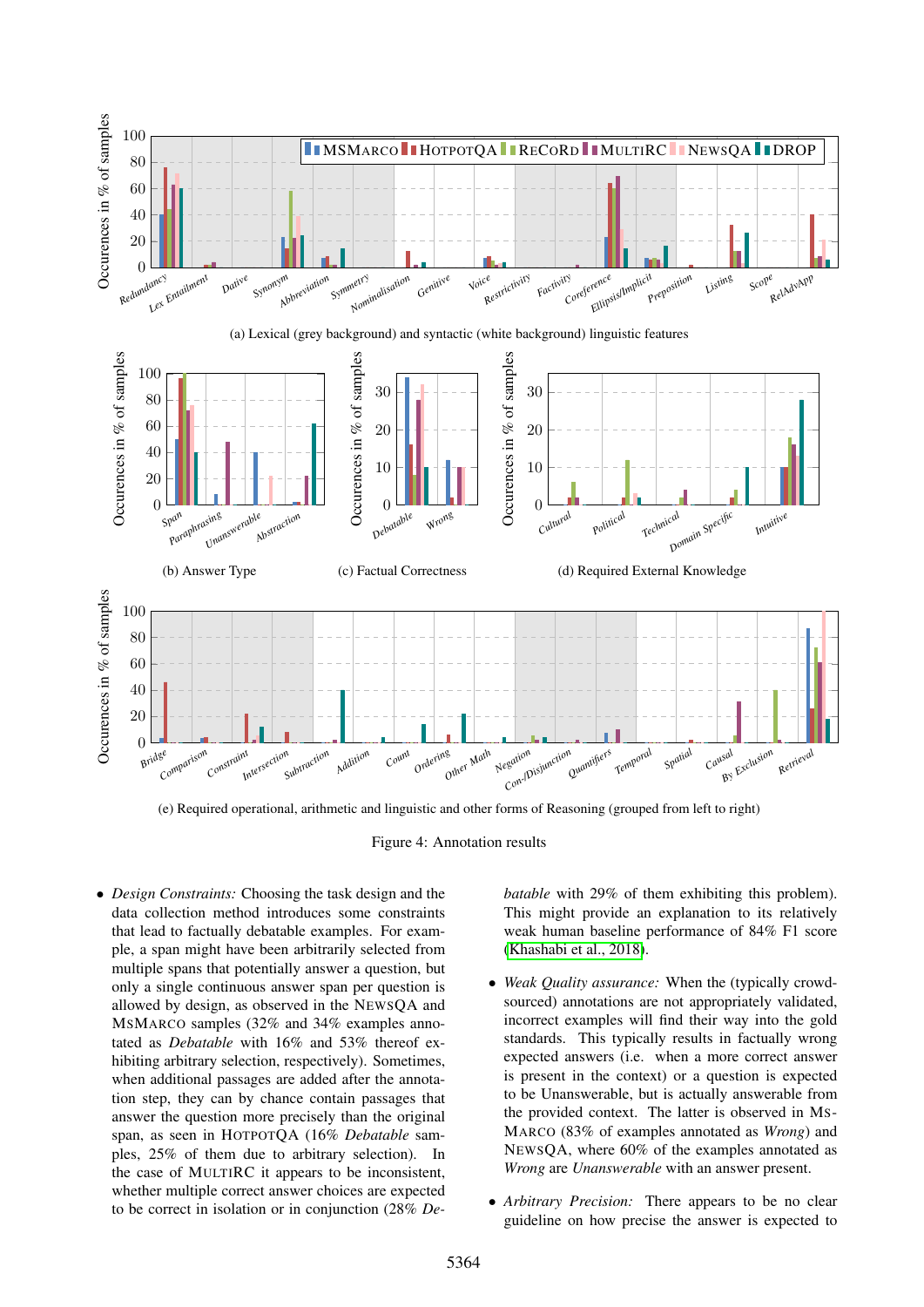(a) Lexical (grey background) and syntactic (white background) linguistic features

(b) Answer Type

(c) Factual Correctness

(d) Required External Knowledge

(e) Required operational, arithmetic and linguistic and other forms of Reasoning (grouped from left to right)

Figure 4: Annotation results

- *Design Constraints:* Choosing the task design and the data collection method introduces some constraints that lead to factually debatable examples. For example, a span might have been arbitrarily selected from multiple spans that potentially answer a question, but only a single continuous answer span per question is allowed by design, as observed in the NewsQA and MSMarco samples (32% and 34% examples annotated as *Debatable* with 16% and 53% thereof exhibiting arbitrary selection, respectively). Sometimes, when additional passages are added after the annotation step, they can by chance contain passages that answer the question more precisely than the original span, as seen in HotpotQA (16% *Debatable* samples, 25% of them due to arbitrary selection). In the case of MultiRC it appears to be inconsistent, whether multiple correct answer choices are expected to be correct in isolation or in conjunction (28% *Debatable* with 29% of them exhibiting this problem). This might provide an explanation to its relatively weak human baseline performance of 84% F1 score (Khashabi et al., 2018).

- *Weak Quality assurance:* When the (typically crowd-sourced) annotations are not appropriately validated, incorrect examples will find their way into the gold standards. This typically results in factually wrong expected answers (i.e. when a more correct answer is present in the context) or a question is expected to be Unanswerable, but is actually answerable from the provided context. The latter is observed in MSMarco (83% of examples annotated as *Wrong*) and NewsQA, where 60% of the examples annotated as *Wrong* are *Unanswerable* with an answer present.

- *Arbitrary Precision:* There appears to be no clear guideline on how precise the answer is expected to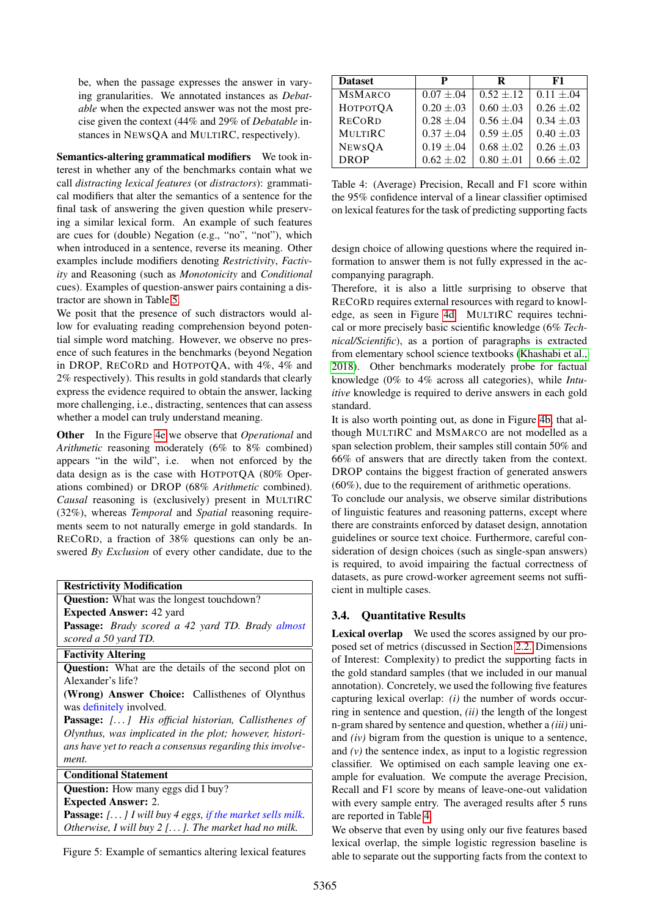be, when the passage expresses the answer in varying granularities. We annotated instances as *Debatable* when the expected answer was not the most precise given the context (44% and 29% of *Debatable* instances in NewsQA and MultiRC, respectively).

**Semantics-altering grammatical modifiers** We took interest in whether any of the benchmarks contain what we call *distracting lexical features* (or *distractors*): grammatical modifiers that alter the semantics of a sentence for the final task of answering the given question while preserving a similar lexical form. An example of such features are cues for (double) Negation (e.g., "no", "not"), which when introduced in a sentence, reverse its meaning. Other examples include modifiers denoting *Restrictivity*, *Factivity* and Reasoning (such as *Monotonicity* and *Conditional* cues). Examples of question-answer pairs containing a distractor are shown in Table 5.

We posit that the presence of such distractors would allow for evaluating reading comprehension beyond potential simple word matching. However, we observe no presence of such features in the benchmarks (beyond Negation in DROP, ReCoRd and HotpotQA, with 4%, 4% and 2% respectively). This results in gold standards that clearly express the evidence required to obtain the answer, lacking more challenging, i.e., distracting, sentences that can assess whether a model can truly understand meaning.

**Other** In the Figure 4e we observe that *Operational* and *Arithmetic* reasoning moderately (6% to 8% combined) appears "in the wild", i.e. when not enforced by the data design as is the case with HotpotQA (80% Operations combined) or DROP (68% *Arithmetic* combined). *Causal* reasoning is (exclusively) present in MultiRC (32%), whereas *Temporal* and *Spatial* reasoning requirements seem to not naturally emerge in gold standards. In ReCoRd, a fraction of 38% questions can only be answered *By Exclusion* of every other candidate, due to the design choice of allowing questions where the required information to answer them is not fully expressed in the accompanying paragraph.

| **Restrictivity Modification** |
|---|
| **Question:** What was the longest touchdown?<br>**Expected Answer:** 42 yard<br>**Passage:** *Brady scored a 42 yard TD. Brady almost scored a 50 yard TD.* |
| **Factivity Altering** |
| **Question:** What are the details of the second plot on Alexander's life?<br>**(Wrong) Answer Choice:** Callisthenes of Olynthus was definitely involved.<br>**Passage:** *[...] His official historian, Callisthenes of Olynthus, was implicated in the plot; however, historians have yet to reach a consensus regarding this involvement.* |
| **Conditional Statement** |
| **Question:** How many eggs did I buy?<br>**Expected Answer:** 2.<br>**Passage:** *[...] I will buy 4 eggs, if the market sells milk. Otherwise, I will buy 2 [...]. The market had no milk.* |

Figure 5: Example of semantics altering lexical features

Therefore, it is also a little surprising to observe that ReCoRd requires external resources with regard to knowledge, as seen in Figure 4d. MultiRC requires technical or more precisely basic scientific knowledge (6% *Technical/Scientific*), as a portion of paragraphs is extracted from elementary school science textbooks (Khashabi et al., 2018). Other benchmarks moderately probe for factual knowledge (0% to 4% across all categories), while *Intuitive* knowledge is required to derive answers in each gold standard.

It is also worth pointing out, as done in Figure 4b, that although MultiRC and MsMarco are not modelled as a span selection problem, their samples still contain 50% and 66% of answers that are directly taken from the context. DROP contains the biggest fraction of generated answers (60%), due to the requirement of arithmetic operations.

To conclude our analysis, we observe similar distributions of linguistic features and reasoning patterns, except where there are constraints enforced by dataset design, annotation guidelines or source text choice. Furthermore, careful consideration of design choices (such as single-span answers) is required, to avoid impairing the factual correctness of datasets, as pure crowd-worker agreement seems not sufficient in multiple cases.

| Dataset | P | R | F1 |
|---|---|---|---|
| MsMarco | 0.07 ±.04 | 0.52 ±.12 | 0.11 ±.04 |
| HotpotQA | 0.20 ±.03 | 0.60 ±.03 | 0.26 ±.02 |
| ReCoRd | 0.28 ±.04 | 0.56 ±.04 | 0.34 ±.03 |
| MultiRC | 0.37 ±.04 | 0.59 ±.05 | 0.40 ±.03 |
| NewsQA | 0.19 ±.04 | 0.68 ±.02 | 0.26 ±.03 |
| DROP | 0.62 ±.02 | 0.80 ±.01 | 0.66 ±.02 |

Table 4: (Average) Precision, Recall and F1 score within the 95% confidence interval of a linear classifier optimised on lexical features for the task of predicting supporting facts

### 3.4. Quantitative Results

**Lexical overlap** We used the scores assigned by our proposed set of metrics (discussed in Section 2.2. Dimensions of Interest: Complexity) to predict the supporting facts in the gold standard samples (that we included in our manual annotation). Concretely, we used the following five features capturing lexical overlap: *(i)* the number of words occurring in sentence and question, *(ii)* the length of the longest n-gram shared by sentence and question, whether a *(iii)* uni- and *(iv)* bigram from the question is unique to a sentence, and *(v)* the sentence index, as input to a logistic regression classifier. We optimised on each sample leaving one example for evaluation. We compute the average Precision, Recall and F1 score by means of leave-one-out validation with every sample entry. The averaged results after 5 runs are reported in Table 4.

We observe that even by using only our five features based lexical overlap, the simple logistic regression baseline is able to separate out the supporting facts from the context to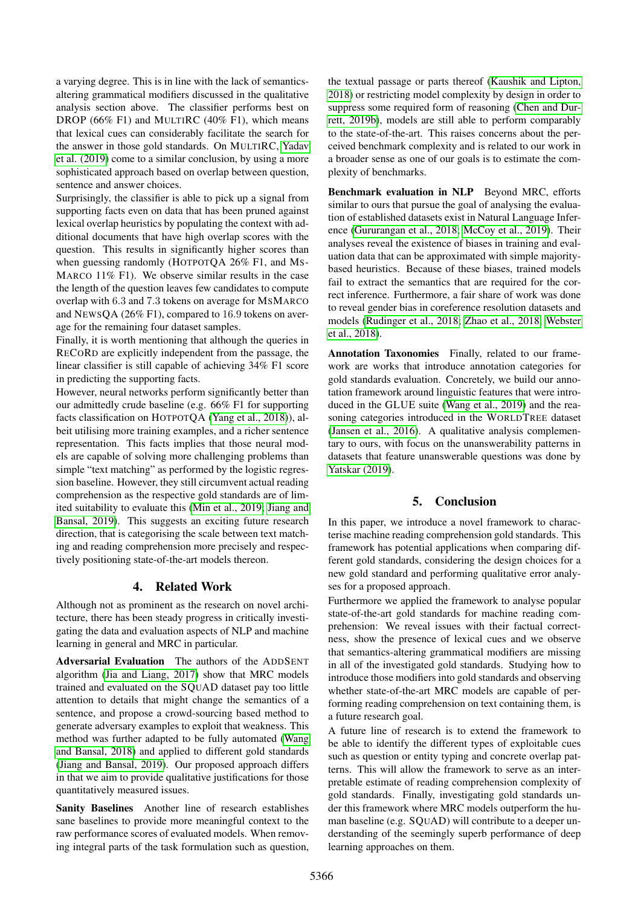a varying degree. This is in line with the lack of semantics-altering grammatical modifiers discussed in the qualitative analysis section above. The classifier performs best on DROP (66% F1) and MULTIRC (40% F1), which means that lexical cues can considerably facilitate the search for the answer in those gold standards. On MULTIRC, Yadav et al. (2019) come to a similar conclusion, by using a more sophisticated approach based on overlap between question, sentence and answer choices.

Surprisingly, the classifier is able to pick up a signal from supporting facts even on data that has been pruned against lexical overlap heuristics by populating the context with additional documents that have high overlap scores with the question. This results in significantly higher scores than when guessing randomly (HOTPOTQA 26% F1, and MSMARCO 11% F1). We observe similar results in the case the length of the question leaves few candidates to compute overlap with 6.3 and 7.3 tokens on average for MSMARCO and NEWSQA (26% F1), compared to 16.9 tokens on average for the remaining four dataset samples.

Finally, it is worth mentioning that although the queries in RECORD are explicitly independent from the passage, the linear classifier is still capable of achieving 34% F1 score in predicting the supporting facts.

However, neural networks perform significantly better than our admittedly crude baseline (e.g. 66% F1 for supporting facts classification on HOTPOTQA (Yang et al., 2018)), albeit utilising more training examples, and a richer sentence representation. This facts implies that those neural models are capable of solving more challenging problems than simple "text matching" as performed by the logistic regression baseline. However, they still circumvent actual reading comprehension as the respective gold standards are of limited suitability to evaluate this (Min et al., 2019; Jiang and Bansal, 2019). This suggests an exciting future research direction, that is categorising the scale between text matching and reading comprehension more precisely and respectively positioning state-of-the-art models thereon.

## 4. Related Work

Although not as prominent as the research on novel architecture, there has been steady progress in critically investigating the data and evaluation aspects of NLP and machine learning in general and MRC in particular.

**Adversarial Evaluation** The authors of the ADDSENT algorithm (Jia and Liang, 2017) show that MRC models trained and evaluated on the SQUAD dataset pay too little attention to details that might change the semantics of a sentence, and propose a crowd-sourcing based method to generate adversary examples to exploit that weakness. This method was further adapted to be fully automated (Wang and Bansal, 2018) and applied to different gold standards (Jiang and Bansal, 2019). Our proposed approach differs in that we aim to provide qualitative justifications for those quantitatively measured issues.

**Sanity Baselines** Another line of research establishes sane baselines to provide more meaningful context to the raw performance scores of evaluated models. When removing integral parts of the task formulation such as question, the textual passage or parts thereof (Kaushik and Lipton, 2018) or restricting model complexity by design in order to suppress some required form of reasoning (Chen and Durrett, 2019b), models are still able to perform comparably to the state-of-the-art. This raises concerns about the perceived benchmark complexity and is related to our work in a broader sense as one of our goals is to estimate the complexity of benchmarks.

**Benchmark evaluation in NLP** Beyond MRC, efforts similar to ours that pursue the goal of analysing the evaluation of established datasets exist in Natural Language Inference (Gururangan et al., 2018; McCoy et al., 2019). Their analyses reveal the existence of biases in training and evaluation data that can be approximated with simple majority-based heuristics. Because of these biases, trained models fail to extract the semantics that are required for the correct inference. Furthermore, a fair share of work was done to reveal gender bias in coreference resolution datasets and models (Rudinger et al., 2018; Zhao et al., 2018; Webster et al., 2018).

**Annotation Taxonomies** Finally, related to our framework are works that introduce annotation categories for gold standards evaluation. Concretely, we build our annotation framework around linguistic features that were introduced in the GLUE suite (Wang et al., 2019) and the reasoning categories introduced in the WORLDTREE dataset (Jansen et al., 2016). A qualitative analysis complementary to ours, with focus on the unanswerability patterns in datasets that feature unanswerable questions was done by Yatskar (2019).

## 5. Conclusion

In this paper, we introduce a novel framework to characterise machine reading comprehension gold standards. This framework has potential applications when comparing different gold standards, considering the design choices for a new gold standard and performing qualitative error analyses for a proposed approach.

Furthermore we applied the framework to analyse popular state-of-the-art gold standards for machine reading comprehension: We reveal issues with their factual correctness, show the presence of lexical cues and we observe that semantics-altering grammatical modifiers are missing in all of the investigated gold standards. Studying how to introduce those modifiers into gold standards and observing whether state-of-the-art MRC models are capable of performing reading comprehension on text containing them, is a future research goal.

A future line of research is to extend the framework to be able to identify the different types of exploitable cues such as question or entity typing and concrete overlap patterns. This will allow the framework to serve as an interpretable estimate of reading comprehension complexity of gold standards. Finally, investigating gold standards under this framework where MRC models outperform the human baseline (e.g. SQUAD) will contribute to a deeper understanding of the seemingly superb performance of deep learning approaches on them.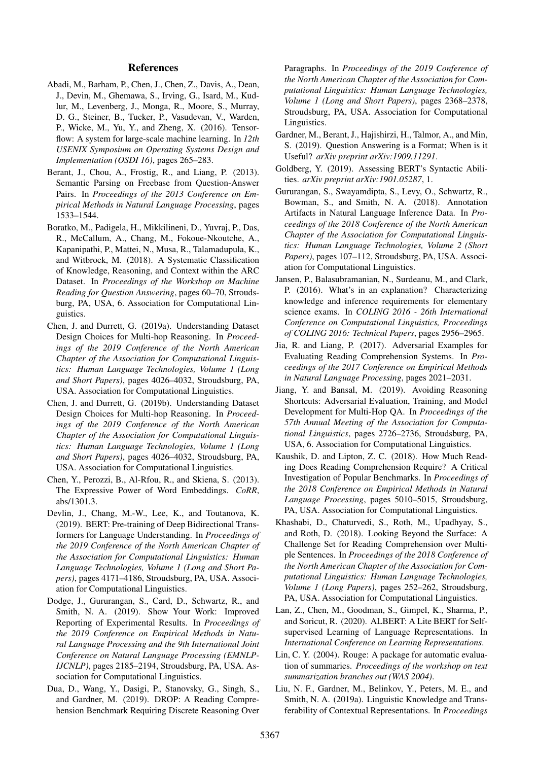## References

Abadi, M., Barham, P., Chen, J., Chen, Z., Davis, A., Dean, J., Devin, M., Ghemawa, S., Irving, G., Isard, M., Kudlur, M., Levenberg, J., Monga, R., Moore, S., Murray, D. G., Steiner, B., Tucker, P., Vasudevan, V., Warden, P., Wicke, M., Yu, Y., and Zheng, X. (2016). Tensorflow: A system for large-scale machine learning. In *12th USENIX Symposium on Operating Systems Design and Implementation (OSDI 16)*, pages 265–283.

Berant, J., Chou, A., Frostig, R., and Liang, P. (2013). Semantic Parsing on Freebase from Question-Answer Pairs. In *Proceedings of the 2013 Conference on Empirical Methods in Natural Language Processing*, pages 1533–1544.

Boratko, M., Padigela, H., Mikkilineni, D., Yuvraj, P., Das, R., McCallum, A., Chang, M., Fokoue-Nkoutche, A., Kapanipathi, P., Mattei, N., Musa, R., Talamadupula, K., and Witbrock, M. (2018). A Systematic Classification of Knowledge, Reasoning, and Context within the ARC Dataset. In *Proceedings of the Workshop on Machine Reading for Question Answering*, pages 60–70, Stroudsburg, PA, USA, 6. Association for Computational Linguistics.

Chen, J. and Durrett, G. (2019a). Understanding Dataset Design Choices for Multi-hop Reasoning. In *Proceedings of the 2019 Conference of the North American Chapter of the Association for Computational Linguistics: Human Language Technologies, Volume 1 (Long and Short Papers)*, pages 4026–4032, Stroudsburg, PA, USA. Association for Computational Linguistics.

Chen, J. and Durrett, G. (2019b). Understanding Dataset Design Choices for Multi-hop Reasoning. In *Proceedings of the 2019 Conference of the North American Chapter of the Association for Computational Linguistics: Human Language Technologies, Volume 1 (Long and Short Papers)*, pages 4026–4032, Stroudsburg, PA, USA. Association for Computational Linguistics.

Chen, Y., Perozzi, B., Al-Rfou, R., and Skiena, S. (2013). The Expressive Power of Word Embeddings. *CoRR*, abs/1301.3.

Devlin, J., Chang, M.-W., Lee, K., and Toutanova, K. (2019). BERT: Pre-training of Deep Bidirectional Transformers for Language Understanding. In *Proceedings of the 2019 Conference of the North American Chapter of the Association for Computational Linguistics: Human Language Technologies, Volume 1 (Long and Short Papers)*, pages 4171–4186, Stroudsburg, PA, USA. Association for Computational Linguistics.

Dodge, J., Gururangan, S., Card, D., Schwartz, R., and Smith, N. A. (2019). Show Your Work: Improved Reporting of Experimental Results. In *Proceedings of the 2019 Conference on Empirical Methods in Natural Language Processing and the 9th International Joint Conference on Natural Language Processing (EMNLP-IJCNLP)*, pages 2185–2194, Stroudsburg, PA, USA. Association for Computational Linguistics.

Dua, D., Wang, Y., Dasigi, P., Stanovsky, G., Singh, S., and Gardner, M. (2019). DROP: A Reading Comprehension Benchmark Requiring Discrete Reasoning Over Paragraphs. In *Proceedings of the 2019 Conference of the North American Chapter of the Association for Computational Linguistics: Human Language Technologies, Volume 1 (Long and Short Papers)*, pages 2368–2378, Stroudsburg, PA, USA. Association for Computational Linguistics.

Gardner, M., Berant, J., Hajishirzi, H., Talmor, A., and Min, S. (2019). Question Answering is a Format; When is it Useful? *arXiv preprint arXiv:1909.11291*.

Goldberg, Y. (2019). Assessing BERT's Syntactic Abilities. *arXiv preprint arXiv:1901.05287*, 1.

Gururangan, S., Swayamdipta, S., Levy, O., Schwartz, R., Bowman, S., and Smith, N. A. (2018). Annotation Artifacts in Natural Language Inference Data. In *Proceedings of the 2018 Conference of the North American Chapter of the Association for Computational Linguistics: Human Language Technologies, Volume 2 (Short Papers)*, pages 107–112, Stroudsburg, PA, USA. Association for Computational Linguistics.

Jansen, P., Balasubramanian, N., Surdeanu, M., and Clark, P. (2016). What's in an explanation? Characterizing knowledge and inference requirements for elementary science exams. In *COLING 2016 - 26th International Conference on Computational Linguistics, Proceedings of COLING 2016: Technical Papers*, pages 2956–2965.

Jia, R. and Liang, P. (2017). Adversarial Examples for Evaluating Reading Comprehension Systems. In *Proceedings of the 2017 Conference on Empirical Methods in Natural Language Processing*, pages 2021–2031.

Jiang, Y. and Bansal, M. (2019). Avoiding Reasoning Shortcuts: Adversarial Evaluation, Training, and Model Development for Multi-Hop QA. In *Proceedings of the 57th Annual Meeting of the Association for Computational Linguistics*, pages 2726–2736, Stroudsburg, PA, USA, 6. Association for Computational Linguistics.

Kaushik, D. and Lipton, Z. C. (2018). How Much Reading Does Reading Comprehension Require? A Critical Investigation of Popular Benchmarks. In *Proceedings of the 2018 Conference on Empirical Methods in Natural Language Processing*, pages 5010–5015, Stroudsburg, PA, USA. Association for Computational Linguistics.

Khashabi, D., Chaturvedi, S., Roth, M., Upadhyay, S., and Roth, D. (2018). Looking Beyond the Surface: A Challenge Set for Reading Comprehension over Multiple Sentences. In *Proceedings of the 2018 Conference of the North American Chapter of the Association for Computational Linguistics: Human Language Technologies, Volume 1 (Long Papers)*, pages 252–262, Stroudsburg, PA, USA. Association for Computational Linguistics.

Lan, Z., Chen, M., Goodman, S., Gimpel, K., Sharma, P., and Soricut, R. (2020). ALBERT: A Lite BERT for Self-supervised Learning of Language Representations. In *International Conference on Learning Representations*.

Lin, C. Y. (2004). Rouge: A package for automatic evaluation of summaries. *Proceedings of the workshop on text summarization branches out (WAS 2004)*.

Liu, N. F., Gardner, M., Belinkov, Y., Peters, M. E., and Smith, N. A. (2019a). Linguistic Knowledge and Transferability of Contextual Representations. In *Proceedings*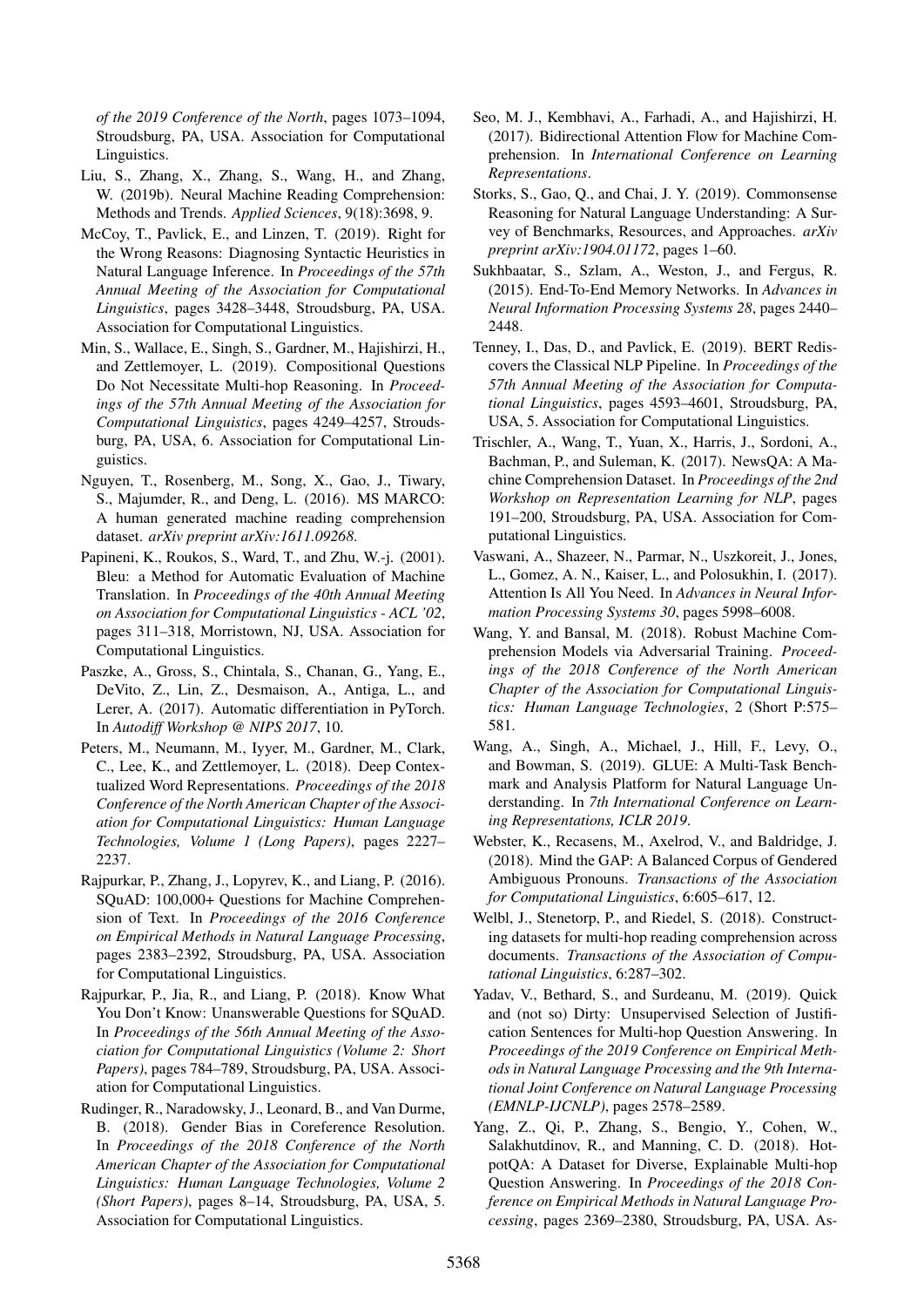*of the 2019 Conference of the North*, pages 1073–1094, Stroudsburg, PA, USA. Association for Computational Linguistics.

Liu, S., Zhang, X., Zhang, S., Wang, H., and Zhang, W. (2019b). Neural Machine Reading Comprehension: Methods and Trends. *Applied Sciences*, 9(18):3698, 9.

McCoy, T., Pavlick, E., and Linzen, T. (2019). Right for the Wrong Reasons: Diagnosing Syntactic Heuristics in Natural Language Inference. In *Proceedings of the 57th Annual Meeting of the Association for Computational Linguistics*, pages 3428–3448, Stroudsburg, PA, USA. Association for Computational Linguistics.

Min, S., Wallace, E., Singh, S., Gardner, M., Hajishirzi, H., and Zettlemoyer, L. (2019). Compositional Questions Do Not Necessitate Multi-hop Reasoning. In *Proceedings of the 57th Annual Meeting of the Association for Computational Linguistics*, pages 4249–4257, Stroudsburg, PA, USA, 6. Association for Computational Linguistics.

Nguyen, T., Rosenberg, M., Song, X., Gao, J., Tiwary, S., Majumder, R., and Deng, L. (2016). MS MARCO: A human generated machine reading comprehension dataset. *arXiv preprint arXiv:1611.09268*.

Papineni, K., Roukos, S., Ward, T., and Zhu, W.-j. (2001). Bleu: a Method for Automatic Evaluation of Machine Translation. In *Proceedings of the 40th Annual Meeting on Association for Computational Linguistics - ACL '02*, pages 311–318, Morristown, NJ, USA. Association for Computational Linguistics.

Paszke, A., Gross, S., Chintala, S., Chanan, G., Yang, E., DeVito, Z., Lin, Z., Desmaison, A., Antiga, L., and Lerer, A. (2017). Automatic differentiation in PyTorch. In *Autodiff Workshop @ NIPS 2017*, 10.

Peters, M., Neumann, M., Iyyer, M., Gardner, M., Clark, C., Lee, K., and Zettlemoyer, L. (2018). Deep Contextualized Word Representations. *Proceedings of the 2018 Conference of the North American Chapter of the Association for Computational Linguistics: Human Language Technologies, Volume 1 (Long Papers)*, pages 2227–2237.

Rajpurkar, P., Zhang, J., Lopyrev, K., and Liang, P. (2016). SQuAD: 100,000+ Questions for Machine Comprehension of Text. In *Proceedings of the 2016 Conference on Empirical Methods in Natural Language Processing*, pages 2383–2392, Stroudsburg, PA, USA. Association for Computational Linguistics.

Rajpurkar, P., Jia, R., and Liang, P. (2018). Know What You Don't Know: Unanswerable Questions for SQuAD. In *Proceedings of the 56th Annual Meeting of the Association for Computational Linguistics (Volume 2: Short Papers)*, pages 784–789, Stroudsburg, PA, USA. Association for Computational Linguistics.

Rudinger, R., Naradowsky, J., Leonard, B., and Van Durme, B. (2018). Gender Bias in Coreference Resolution. In *Proceedings of the 2018 Conference of the North American Chapter of the Association for Computational Linguistics: Human Language Technologies, Volume 2 (Short Papers)*, pages 8–14, Stroudsburg, PA, USA, 5. Association for Computational Linguistics.

Seo, M. J., Kembhavi, A., Farhadi, A., and Hajishirzi, H. (2017). Bidirectional Attention Flow for Machine Comprehension. In *International Conference on Learning Representations*.

Storks, S., Gao, Q., and Chai, J. Y. (2019). Commonsense Reasoning for Natural Language Understanding: A Survey of Benchmarks, Resources, and Approaches. *arXiv preprint arXiv:1904.01172*, pages 1–60.

Sukhbaatar, S., Szlam, A., Weston, J., and Fergus, R. (2015). End-To-End Memory Networks. In *Advances in Neural Information Processing Systems 28*, pages 2440–2448.

Tenney, I., Das, D., and Pavlick, E. (2019). BERT Rediscovers the Classical NLP Pipeline. In *Proceedings of the 57th Annual Meeting of the Association for Computational Linguistics*, pages 4593–4601, Stroudsburg, PA, USA, 5. Association for Computational Linguistics.

Trischler, A., Wang, T., Yuan, X., Harris, J., Sordoni, A., Bachman, P., and Suleman, K. (2017). NewsQA: A Machine Comprehension Dataset. In *Proceedings of the 2nd Workshop on Representation Learning for NLP*, pages 191–200, Stroudsburg, PA, USA. Association for Computational Linguistics.

Vaswani, A., Shazeer, N., Parmar, N., Uszkoreit, J., Jones, L., Gomez, A. N., Kaiser, L., and Polosukhin, I. (2017). Attention Is All You Need. In *Advances in Neural Information Processing Systems 30*, pages 5998–6008.

Wang, Y. and Bansal, M. (2018). Robust Machine Comprehension Models via Adversarial Training. *Proceedings of the 2018 Conference of the North American Chapter of the Association for Computational Linguistics: Human Language Technologies*, 2 (Short P:575–581.

Wang, A., Singh, A., Michael, J., Hill, F., Levy, O., and Bowman, S. (2019). GLUE: A Multi-Task Benchmark and Analysis Platform for Natural Language Understanding. In *7th International Conference on Learning Representations, ICLR 2019*.

Webster, K., Recasens, M., Axelrod, V., and Baldridge, J. (2018). Mind the GAP: A Balanced Corpus of Gendered Ambiguous Pronouns. *Transactions of the Association for Computational Linguistics*, 6:605–617, 12.

Welbl, J., Stenetorp, P., and Riedel, S. (2018). Constructing datasets for multi-hop reading comprehension across documents. *Transactions of the Association of Computational Linguistics*, 6:287–302.

Yadav, V., Bethard, S., and Surdeanu, M. (2019). Quick and (not so) Dirty: Unsupervised Selection of Justification Sentences for Multi-hop Question Answering. In *Proceedings of the 2019 Conference on Empirical Methods in Natural Language Processing and the 9th International Joint Conference on Natural Language Processing (EMNLP-IJCNLP)*, pages 2578–2589.

Yang, Z., Qi, P., Zhang, S., Bengio, Y., Cohen, W., Salakhutdinov, R., and Manning, C. D. (2018). HotpotQA: A Dataset for Diverse, Explainable Multi-hop Question Answering. In *Proceedings of the 2018 Conference on Empirical Methods in Natural Language Processing*, pages 2369–2380, Stroudsburg, PA, USA. As-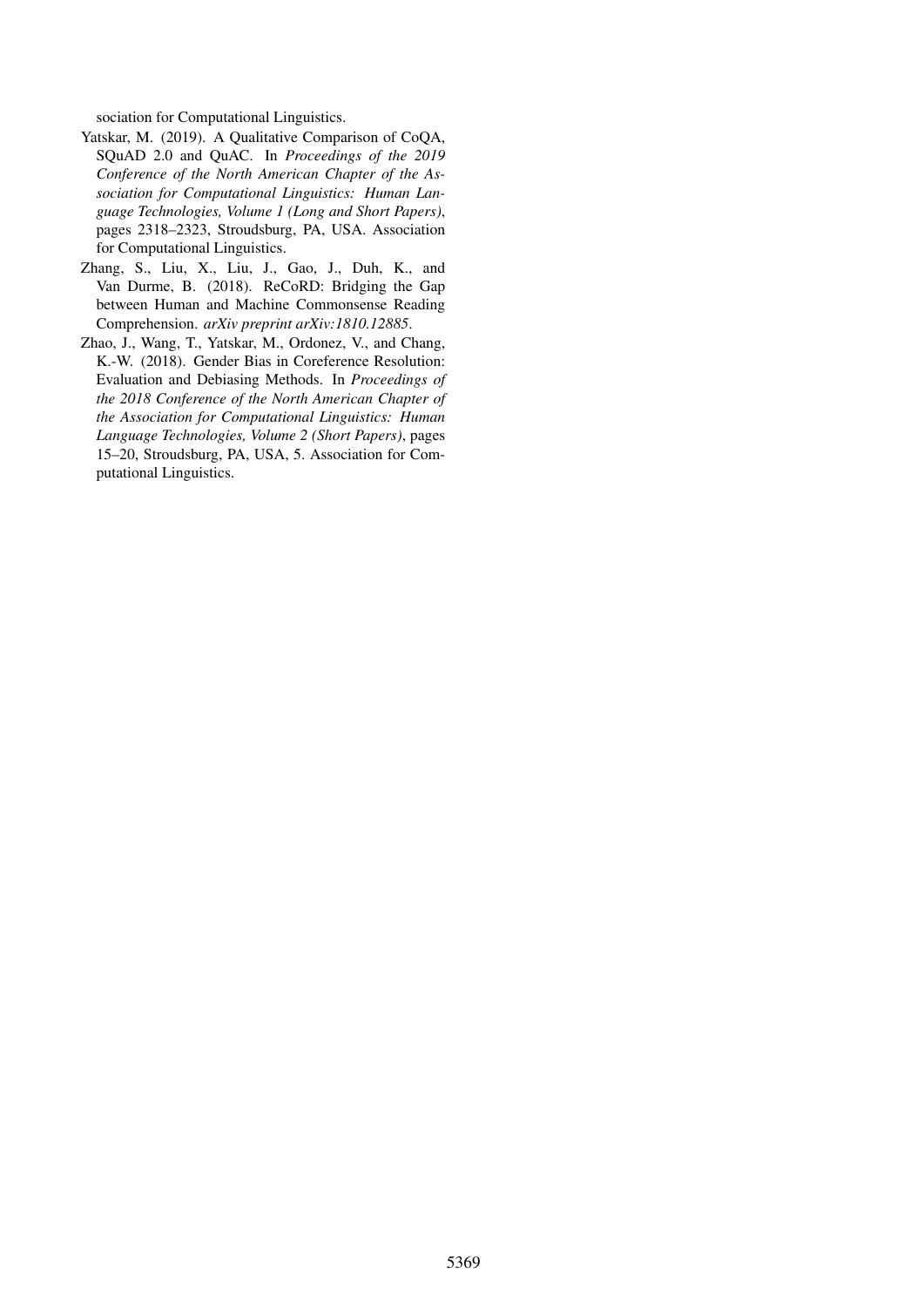sociation for Computational Linguistics.

Yatskar, M. (2019). A Qualitative Comparison of CoQA, SQuAD 2.0 and QuAC. In *Proceedings of the 2019 Conference of the North American Chapter of the Association for Computational Linguistics: Human Language Technologies, Volume 1 (Long and Short Papers)*, pages 2318–2323, Stroudsburg, PA, USA. Association for Computational Linguistics.

Zhang, S., Liu, X., Liu, J., Gao, J., Duh, K., and Van Durme, B. (2018). ReCoRD: Bridging the Gap between Human and Machine Commonsense Reading Comprehension. *arXiv preprint arXiv:1810.12885*.

Zhao, J., Wang, T., Yatskar, M., Ordonez, V., and Chang, K.-W. (2018). Gender Bias in Coreference Resolution: Evaluation and Debiasing Methods. In *Proceedings of the 2018 Conference of the North American Chapter of the Association for Computational Linguistics: Human Language Technologies, Volume 2 (Short Papers)*, pages 15–20, Stroudsburg, PA, USA, 5. Association for Computational Linguistics.